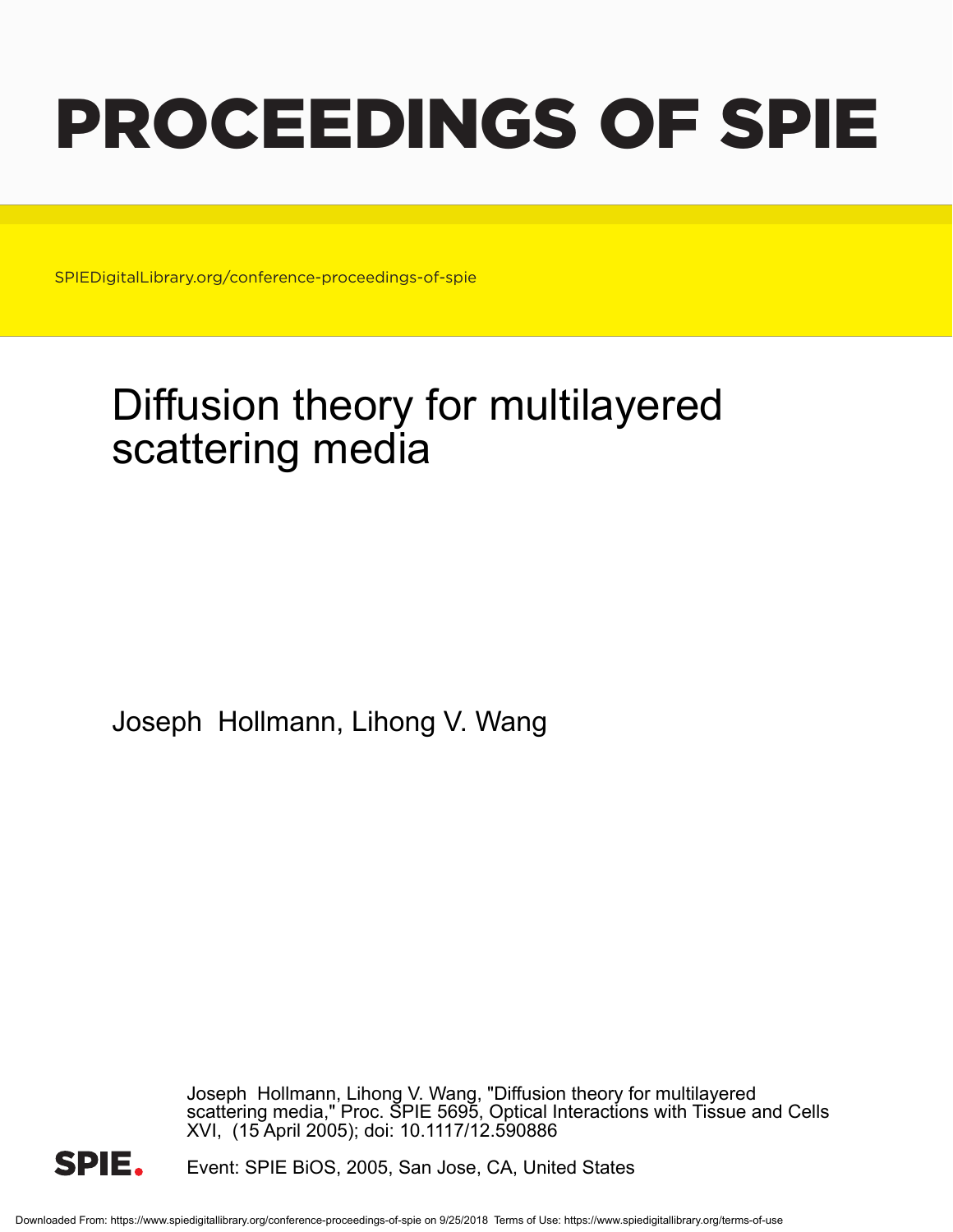# PROCEEDINGS OF SPIE

SPIEDigitalLibrary.org/conference-proceedings-of-spie

## Diffusion theory for multilayered scattering media

Joseph Hollmann, Lihong V. Wang

Joseph Hollmann, Lihong V. Wang, "Diffusion theory for multilayered scattering media," Proc. SPIE 5695, Optical Interactions with Tissue and Cells XVI, (15 April 2005); doi: 10.1117/12.590886

Event: SPIE BiOS, 2005, San Jose, CA, United States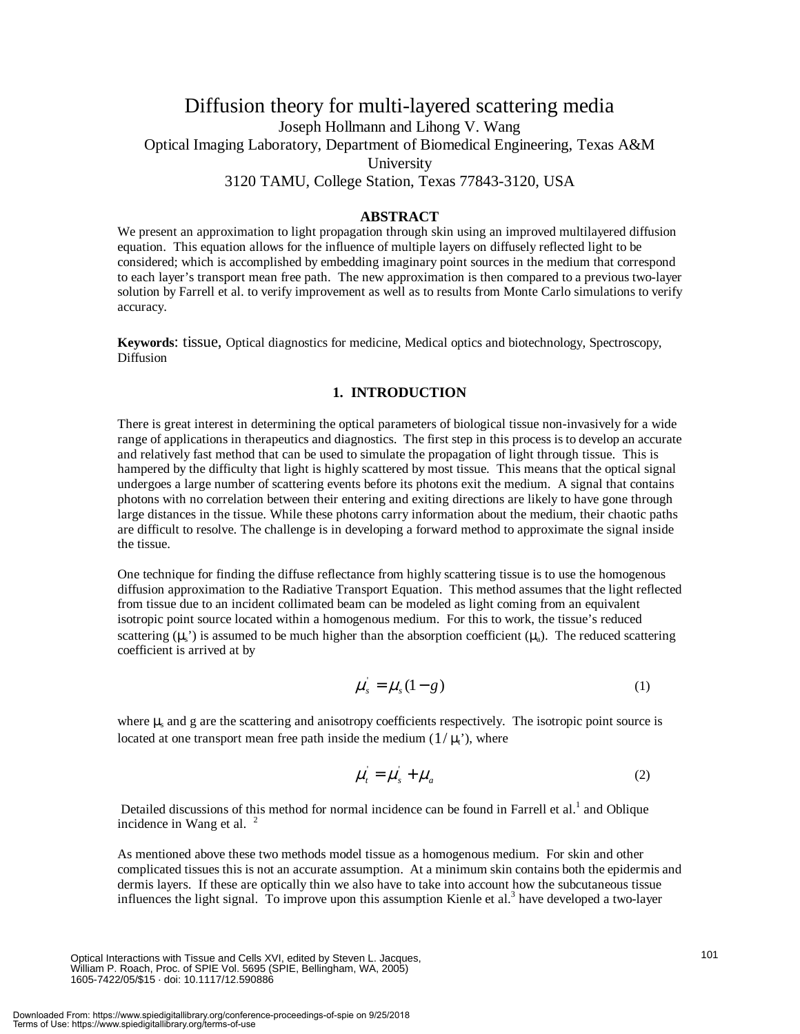# Diffusion theory for multi-layered scattering media

Joseph Hollmann and Lihong V. Wang

Optical Imaging Laboratory, Department of Biomedical Engineering, Texas A&M University

3120 TAMU, College Station, Texas 77843-3120, USA

## ABSTRACT

We present an approximation to light propagation through skin using an improved multilayered diffusion equation. This equation allows for the influence of multiple layers on diffusely reflected light to be considered; which is accomplished by embedding imaginary point sources in the medium that correspond to each layer's transport mean free path. The new approximation is then compared to a previous two-layer solution by Farrell et al. to verify improvement as well as to results from Monte Carlo simulations to verify accuracy.

**Keywords**: tissue, Optical diagnostics for medicine, Medical optics and biotechnology, Spectroscopy, Diffusion

## 1. INTRODUCTION

There is great interest in determining the optical parameters of biological tissue non-invasively for a wide range of applications in therapeutics and diagnostics. The first step in this process is to develop an accurate and relatively fast method that can be used to simulate the propagation of light through tissue. This is hampered by the difficulty that light is highly scattered by most tissue. This means that the optical signal undergoes a large number of scattering events before its photons exit the medium. A signal that contains photons with no correlation between their entering and exiting directions are likely to have gone through large distances in the tissue. While these photons carry information about the medium, their chaotic paths are difficult to resolve. The challenge is in developing a forward method to approximate the signal inside the tissue.

One technique for finding the diffuse reflectance from highly scattering tissue is to use the homogenous diffusion approximation to the Radiative Transport Equation. This method assumes that the light reflected from tissue due to an incident collimated beam can be modeled as light coming from an equivalent isotropic point source located within a homogenous medium. For this to work, the tissue's reduced scattering ($\mu_s$') is assumed to be much higher than the absorption coefficient ($\mu_a$). The reduced scattering coefficient is arrived at by

$$\mu_s' = \mu_s(1-g) \tag{1}$$

where $\mu_s$ and g are the scattering and anisotropy coefficients respectively. The isotropic point source is located at one transport mean free path inside the medium ($1/\mu_t$'), where

$$\mu_t' = \mu_s' + \mu_a \tag{2}$$

Detailed discussions of this method for normal incidence can be found in Farrell et al.[1] and Oblique incidence in Wang et al. [2]

As mentioned above these two methods model tissue as a homogenous medium. For skin and other complicated tissues this is not an accurate assumption. At a minimum skin contains both the epidermis and dermis layers. If these are optically thin we also have to take into account how the subcutaneous tissue influences the light signal. To improve upon this assumption Kienle et al.[3] have developed a two-layer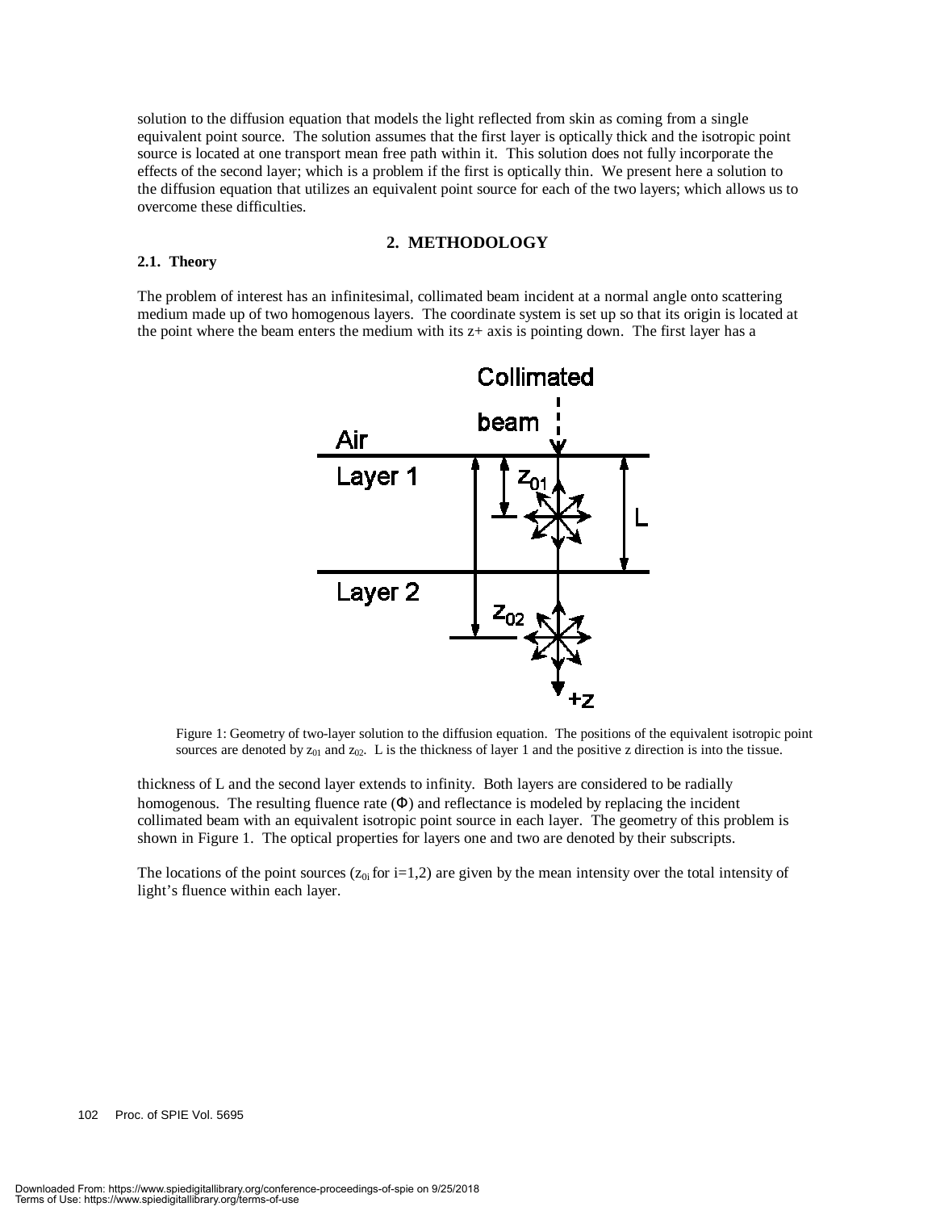solution to the diffusion equation that models the light reflected from skin as coming from a single equivalent point source. The solution assumes that the first layer is optically thick and the isotropic point source is located at one transport mean free path within it. This solution does not fully incorporate the effects of the second layer; which is a problem if the first is optically thin. We present here a solution to the diffusion equation that utilizes an equivalent point source for each of the two layers; which allows us to overcome these difficulties.

## 2. METHODOLOGY

### 2.1. Theory

The problem of interest has an infinitesimal, collimated beam incident at a normal angle onto scattering medium made up of two homogenous layers. The coordinate system is set up so that its origin is located at the point where the beam enters the medium with its z+ axis is pointing down. The first layer has a thickness of L and the second layer extends to infinity. Both layers are considered to be radially homogenous. The resulting fluence rate ($\Phi$) and reflectance is modeled by replacing the incident collimated beam with an equivalent isotropic point source in each layer. The geometry of this problem is shown in Figure 1. The optical properties for layers one and two are denoted by their subscripts.

Figure 1: Geometry of two-layer solution to the diffusion equation. The positions of the equivalent isotropic point sources are denoted by $z_{01}$ and $z_{02}$. L is the thickness of layer 1 and the positive z direction is into the tissue.

The locations of the point sources ($z_{0i}$ for i=1,2) are given by the mean intensity over the total intensity of light's fluence within each layer.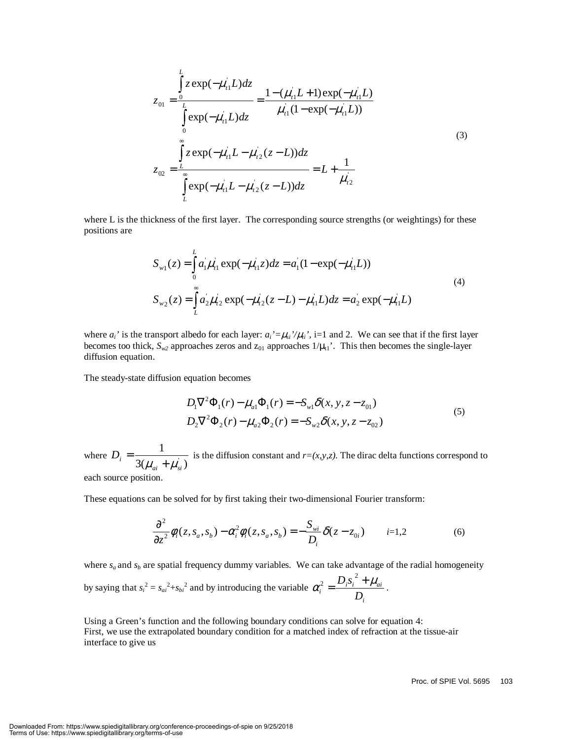$$z_{01} = \frac{\int_0^L z \exp(-\mu_{t1}^{'} L) dz}{\int_0^L \exp(-\mu_{t1}^{'} L) dz} = \frac{1-(\mu_{t1}^{'} L + 1)\exp(-\mu_{t1}^{'} L)}{\mu_{t1}^{'}(1-\exp(-\mu_{t1}^{'} L))}$$

$$z_{02} = \frac{\int_L^\infty z \exp(-\mu_{t1}^{'} L - \mu_{t2}^{'}(z-L)) dz}{\int_L^\infty \exp(-\mu_{t1}^{'} L - \mu_{t2}^{'}(z-L)) dz} = L + \frac{1}{\mu_{t2}^{'}} \tag{3}$$

where L is the thickness of the first layer. The corresponding source strengths (or weightings) for these positions are

$$S_{w1}(z) = \int_0^L a_1^{'} \mu_{t1}^{'} \exp(-\mu_{t1}^{'} z) dz = a_1^{'}(1-\exp(-\mu_{t1}^{'} L))$$

$$S_{w2}(z) = \int_L^\infty a_2^{'} \mu_{t2}^{'} \exp(-\mu_{t2}^{'}(z-L) - \mu_{t1}^{'} L) dz = a_2^{'} \exp(-\mu_{t1}^{'} L) \tag{4}$$

where $a_i'$ is the transport albedo for each layer: $a_i' = \mu_{si}'/\mu_{ti}'$, i=1 and 2. We can see that if the first layer becomes too thick, $S_{w2}$ approaches zeros and $z_{01}$ approaches $1/\mu_{t1}'$. This then becomes the single-layer diffusion equation.

The steady-state diffusion equation becomes

$$D_1 \nabla^2 \Phi_1(r) - \mu_{a1} \Phi_1(r) = -S_{w1} \delta(x, y, z - z_{01})$$

$$D_2 \nabla^2 \Phi_2(r) - \mu_{a2} \Phi_2(r) = -S_{w2} \delta(x, y, z - z_{02}) \tag{5}$$

where $D_i = \frac{1}{3(\mu_{ai} + \mu_{si}^{'})}$ is the diffusion constant and $r=(x,y,z)$. The dirac delta functions correspond to each source position.

These equations can be solved for by first taking their two-dimensional Fourier transform:

$$\frac{\partial^2}{\partial z^2} \phi_i(z, s_a, s_b) - \alpha_i^2 \phi_i(z, s_a, s_b) = -\frac{S_{wi}}{D_i} \delta(z - z_{0i}) \qquad i=1,2 \tag{6}$$

where $s_a$ and $s_b$ are spatial frequency dummy variables. We can take advantage of the radial homogeneity by saying that $s_i^2 = s_{ai}^2 + s_{bi}^2$ and by introducing the variable $\alpha_i^2 = \frac{D_i s_i^2 + \mu_{ai}}{D_i}$.

Using a Green's function and the following boundary conditions can solve for equation 4:
First, we use the extrapolated boundary condition for a matched index of refraction at the tissue-air interface to give us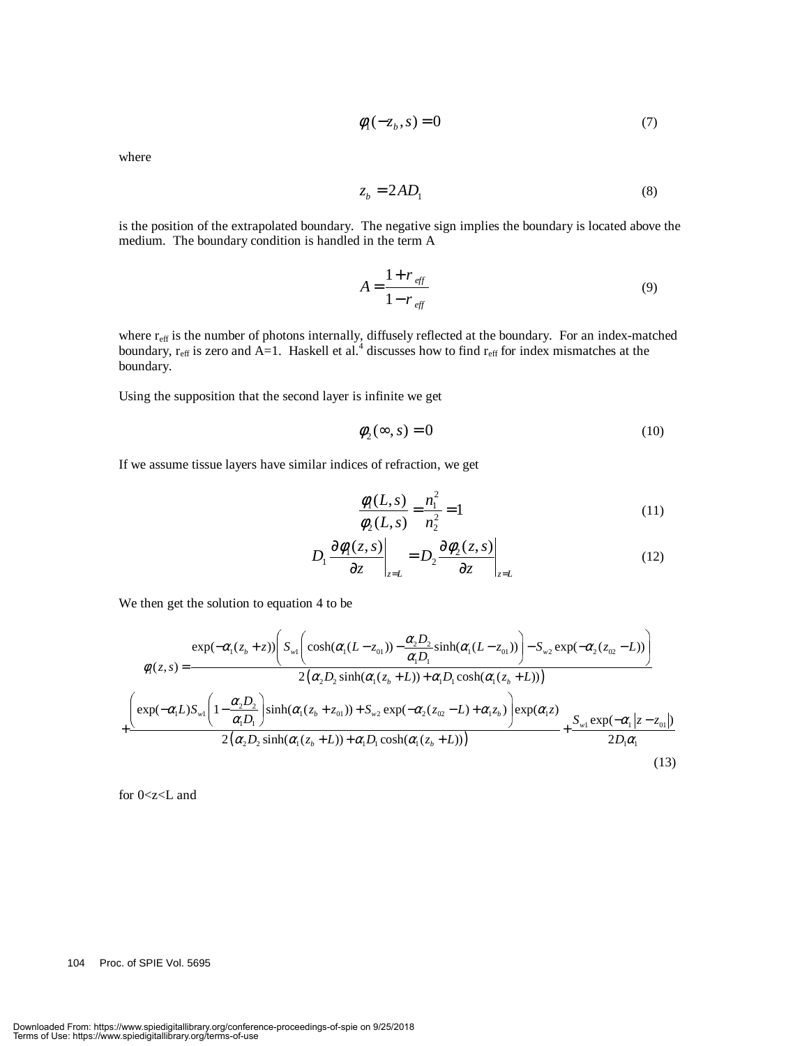$$\phi_1(-z_b, s) = 0 \tag{7}$$

where

$$z_b = 2AD_1 \tag{8}$$

is the position of the extrapolated boundary. The negative sign implies the boundary is located above the medium. The boundary condition is handled in the term A

$$A = \frac{1 + r_{eff}}{1 - r_{eff}} \tag{9}$$

where $r_{eff}$ is the number of photons internally, diffusely reflected at the boundary. For an index-matched boundary, $r_{eff}$ is zero and A=1. Haskell et al.[4] discusses how to find $r_{eff}$ for index mismatches at the boundary.

Using the supposition that the second layer is infinite we get

$$\phi_2(\infty, s) = 0 \tag{10}$$

If we assume tissue layers have similar indices of refraction, we get

$$\frac{\phi_1(L,s)}{\phi_2(L,s)} = \frac{n_1^2}{n_2^2} = 1 \tag{11}$$

$$D_1 \frac{\partial \phi_1(z,s)}{\partial z}\bigg|_{z=L} = D_2 \frac{\partial \phi_2(z,s)}{\partial z}\bigg|_{z=L} \tag{12}$$

We then get the solution to equation 4 to be

$$\begin{aligned}\phi_1(z,s) = &\frac{\exp(-\alpha_1(z_b+z))\left(S_{w1}\left(\cosh(\alpha_1(L-z_{01})) - \frac{\alpha_2 D_2}{\alpha_1 D_1}\sinh(\alpha_1(L-z_{01}))\right) - S_{w2}\exp(-\alpha_2(z_{02}-L))\right)}{2\left(\alpha_2 D_2 \sinh(\alpha_1(z_b+L)) + \alpha_1 D_1 \cosh(\alpha_1(z_b+L))\right)} \\ &+ \frac{\left(\exp(-\alpha_1 L) S_{w1}\left(1 - \frac{\alpha_2 D_2}{\alpha_1 D_1}\right)\sinh(\alpha_1(z_b+z_{01})) + S_{w2}\exp(-\alpha_2(z_{02}-L) + \alpha_1 z_b)\right)\exp(\alpha_1 z)}{2\left(\alpha_2 D_2 \sinh(\alpha_1(z_b+L)) + \alpha_1 D_1 \cosh(\alpha_1(z_b+L))\right)} + \frac{S_{w1}\exp(-\alpha_1|z-z_{01}|)}{2D_1\alpha_1}\end{aligned} \tag{13}$$

for 0<z<L and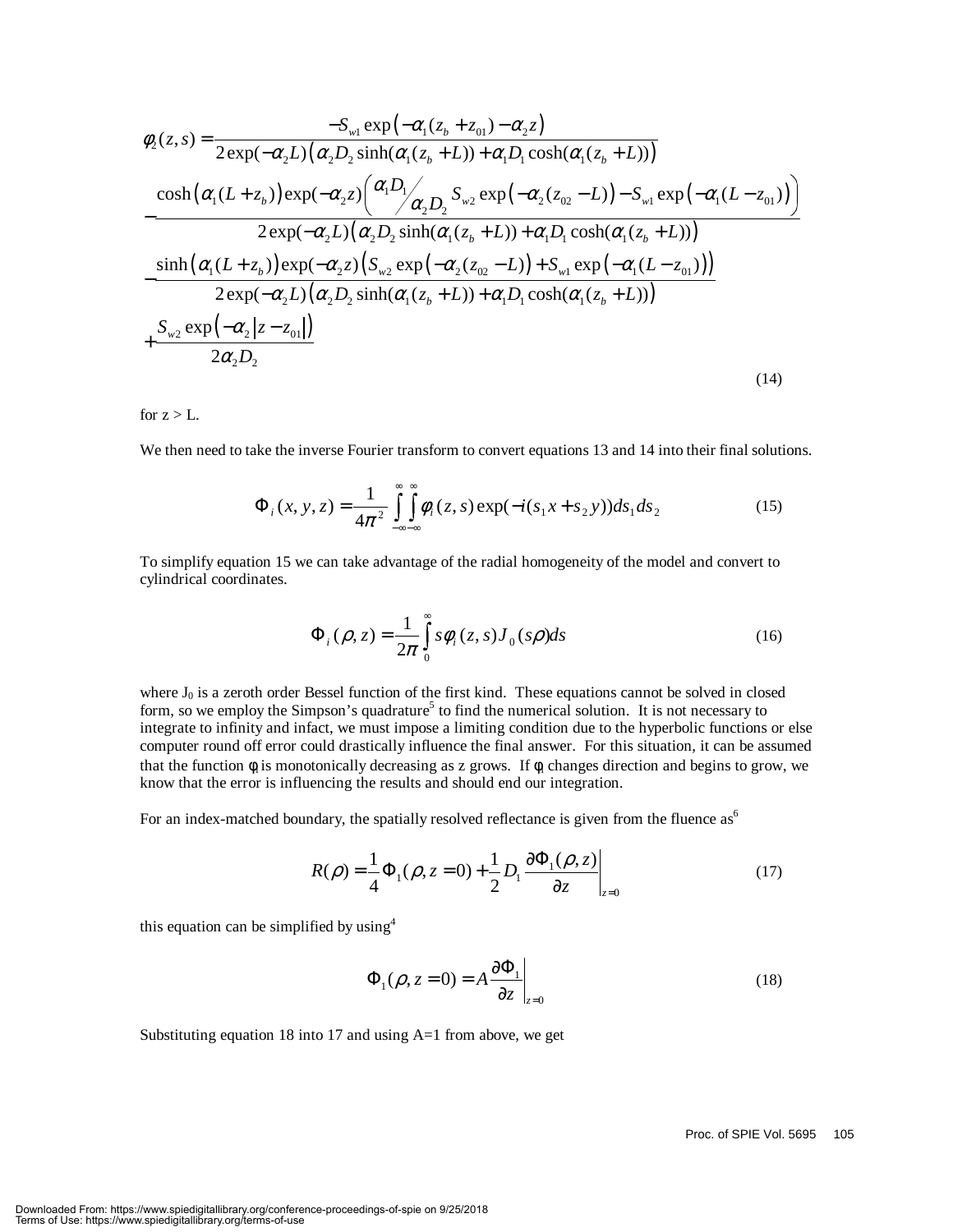$$
\begin{aligned}
\phi_2(z,s) = & \frac{-S_{w1}\exp\left(-\alpha_1(z_b + z_{01}) - \alpha_2 z\right)}{2\exp(-\alpha_2 L)\left(\alpha_2 D_2 \sinh(\alpha_1(z_b + L)) + \alpha_1 D_1 \cosh(\alpha_1(z_b + L))\right)} \\
& - \frac{\cosh\left(\alpha_1(L + z_b)\right)\exp(-\alpha_2 z)\left(\frac{\alpha_1 D_1}{\alpha_2 D_2} S_{w2}\exp\left(-\alpha_2(z_{02} - L)\right) - S_{w1}\exp\left(-\alpha_1(L - z_{01})\right)\right)}{2\exp(-\alpha_2 L)\left(\alpha_2 D_2 \sinh(\alpha_1(z_b + L)) + \alpha_1 D_1 \cosh(\alpha_1(z_b + L))\right)} \\
& - \frac{\sinh\left(\alpha_1(L + z_b)\right)\exp(-\alpha_2 z)\left(S_{w2}\exp\left(-\alpha_2(z_{02} - L)\right) + S_{w1}\exp\left(-\alpha_1(L - z_{01})\right)\right)}{2\exp(-\alpha_2 L)\left(\alpha_2 D_2 \sinh(\alpha_1(z_b + L)) + \alpha_1 D_1 \cosh(\alpha_1(z_b + L))\right)} \\
& + \frac{S_{w2}\exp\left(-\alpha_2\left|z - z_{01}\right|\right)}{2\alpha_2 D_2}
\end{aligned}
\tag{14}
$$

for $z > L$.

We then need to take the inverse Fourier transform to convert equations 13 and 14 into their final solutions.

$$
\Phi_i(x,y,z) = \frac{1}{4\pi^2}\int_{-\infty}^{\infty}\int_{-\infty}^{\infty}\phi_i(z,s)\exp(-i(s_1 x + s_2 y))ds_1 ds_2 \tag{15}
$$

To simplify equation 15 we can take advantage of the radial homogeneity of the model and convert to cylindrical coordinates.

$$
\Phi_i(\rho,z) = \frac{1}{2\pi}\int_0^{\infty} s\phi_i(z,s)J_0(s\rho)ds \tag{16}
$$

where $J_0$ is a zeroth order Bessel function of the first kind. These equations cannot be solved in closed form, so we employ the Simpson's quadrature[5] to find the numerical solution. It is not necessary to integrate to infinity and infact, we must impose a limiting condition due to the hyperbolic functions or else computer round off error could drastically influence the final answer. For this situation, it can be assumed that the function $\phi_i$ is monotonically decreasing as z grows. If $\phi_i$ changes direction and begins to grow, we know that the error is influencing the results and should end our integration.

For an index-matched boundary, the spatially resolved reflectance is given from the fluence as[6]

$$
R(\rho) = \frac{1}{4}\Phi_1(\rho, z=0) + \frac{1}{2}D_1\left.\frac{\partial\Phi_1(\rho,z)}{\partial z}\right|_{z=0} \tag{17}
$$

this equation can be simplified by using[4]

$$
\Phi_1(\rho, z=0) = A\left.\frac{\partial\Phi_1}{\partial z}\right|_{z=0} \tag{18}
$$

Substituting equation 18 into 17 and using A=1 from above, we get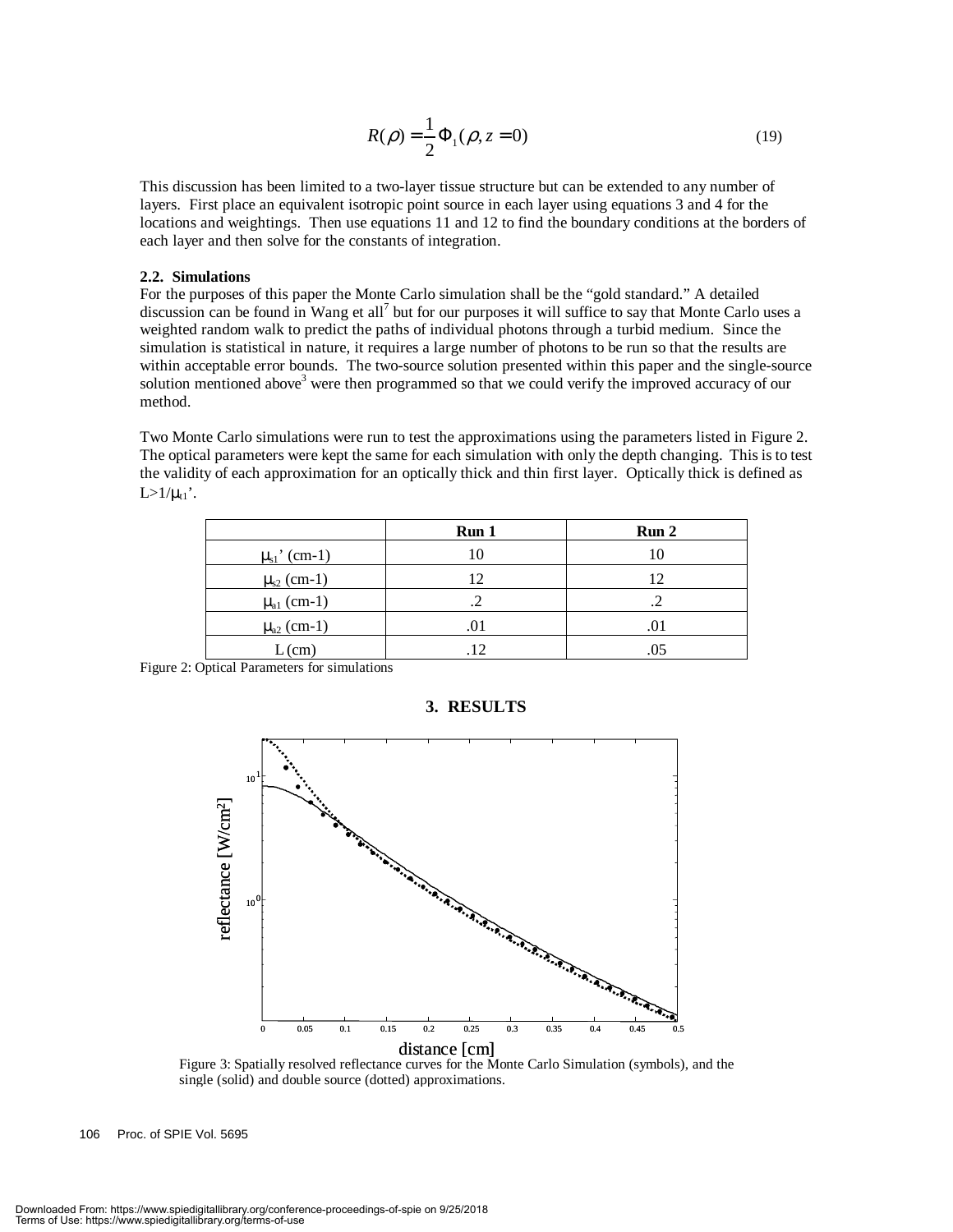$$R(\rho) = \frac{1}{2}\Phi_1(\rho, z = 0) \tag{19}$$

This discussion has been limited to a two-layer tissue structure but can be extended to any number of layers. First place an equivalent isotropic point source in each layer using equations 3 and 4 for the locations and weightings. Then use equations 11 and 12 to find the boundary conditions at the borders of each layer and then solve for the constants of integration.

### 2.2. Simulations

For the purposes of this paper the Monte Carlo simulation shall be the "gold standard." A detailed discussion can be found in Wang et all[7] but for our purposes it will suffice to say that Monte Carlo uses a weighted random walk to predict the paths of individual photons through a turbid medium. Since the simulation is statistical in nature, it requires a large number of photons to be run so that the results are within acceptable error bounds. The two-source solution presented within this paper and the single-source solution mentioned above[3] were then programmed so that we could verify the improved accuracy of our method.

Two Monte Carlo simulations were run to test the approximations using the parameters listed in Figure 2. The optical parameters were kept the same for each simulation with only the depth changing. This is to test the validity of each approximation for an optically thick and thin first layer. Optically thick is defined as $L > 1/\mu_{t1}'$.

| | Run 1 | Run 2 |
|---|---|---|
| $\mu_{s1}'$ (cm-1) | 10 | 10 |
| $\mu_{s2}$ (cm-1) | 12 | 12 |
| $\mu_{a1}$ (cm-1) | .2 | .2 |
| $\mu_{a2}$ (cm-1) | .01 | .01 |
| L (cm) | .12 | .05 |

Figure 2: Optical Parameters for simulations

## 3. RESULTS

Figure 3: Spatially resolved reflectance curves for the Monte Carlo Simulation (symbols), and the single (solid) and double source (dotted) approximations.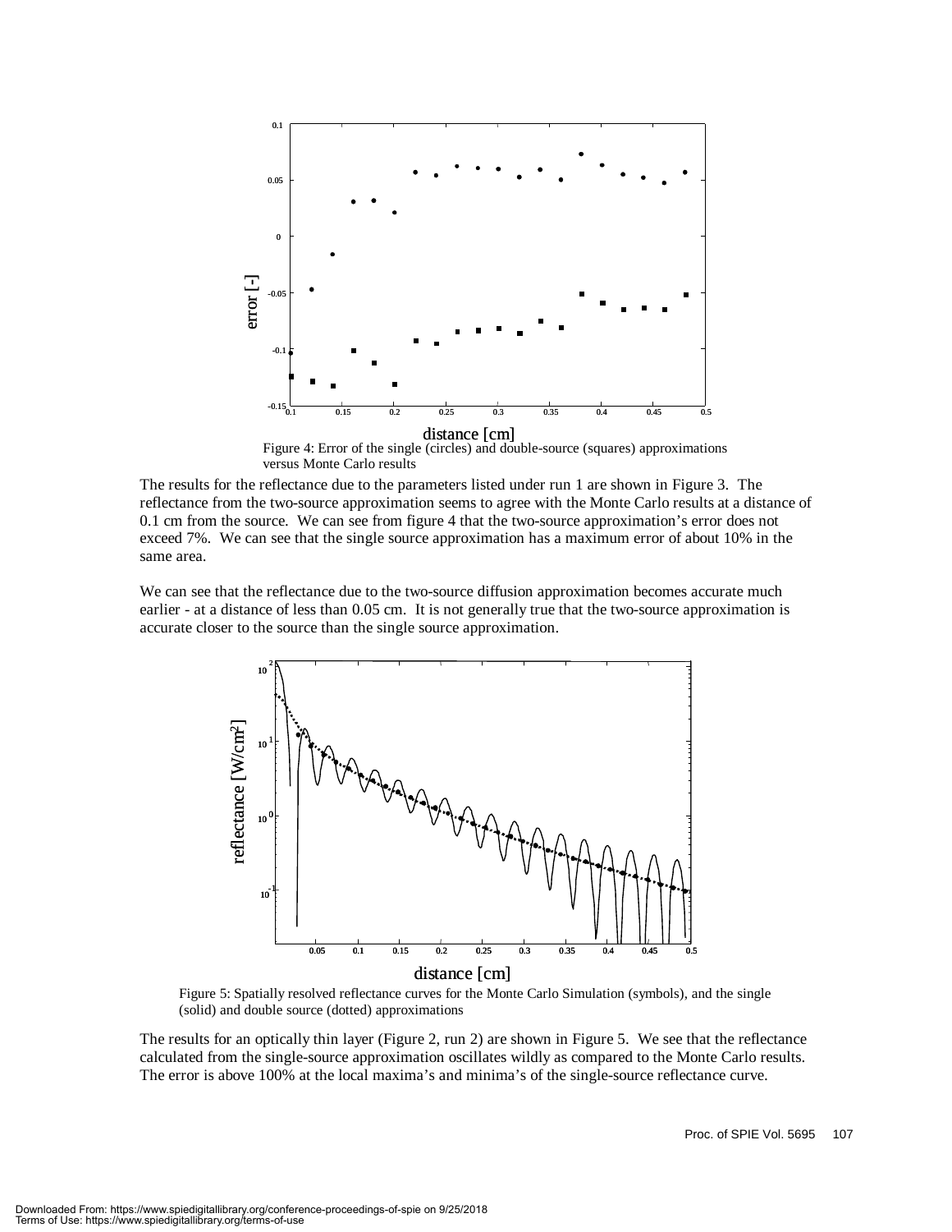Figure 4: Error of the single (circles) and double-source (squares) approximations versus Monte Carlo results

The results for the reflectance due to the parameters listed under run 1 are shown in Figure 3. The reflectance from the two-source approximation seems to agree with the Monte Carlo results at a distance of 0.1 cm from the source. We can see from figure 4 that the two-source approximation's error does not exceed 7%. We can see that the single source approximation has a maximum error of about 10% in the same area.

We can see that the reflectance due to the two-source diffusion approximation becomes accurate much earlier - at a distance of less than 0.05 cm. It is not generally true that the two-source approximation is accurate closer to the source than the single source approximation.

Figure 5: Spatially resolved reflectance curves for the Monte Carlo Simulation (symbols), and the single (solid) and double source (dotted) approximations

The results for an optically thin layer (Figure 2, run 2) are shown in Figure 5. We see that the reflectance calculated from the single-source approximation oscillates wildly as compared to the Monte Carlo results. The error is above 100% at the local maxima's and minima's of the single-source reflectance curve.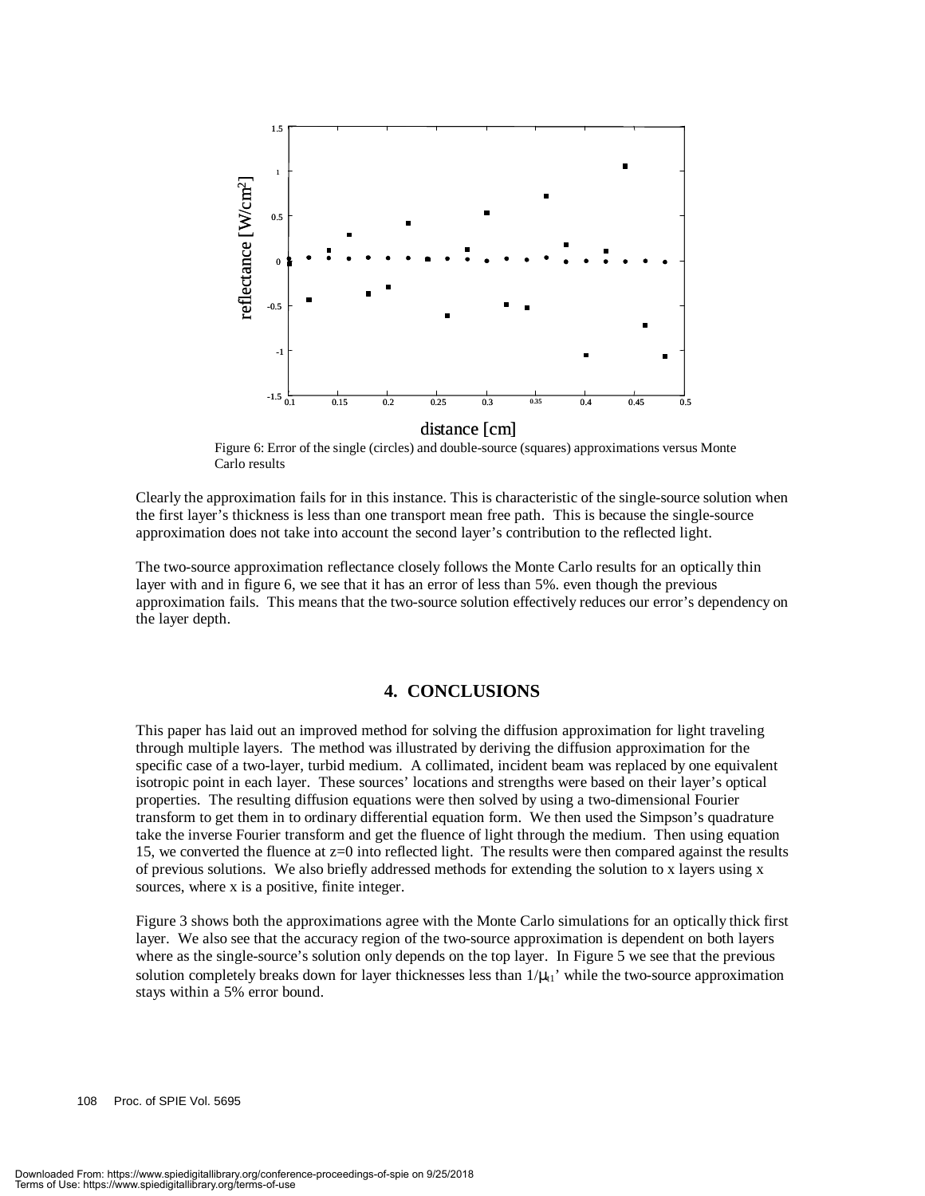Figure 6: Error of the single (circles) and double-source (squares) approximations versus Monte Carlo results

Clearly the approximation fails for in this instance. This is characteristic of the single-source solution when the first layer's thickness is less than one transport mean free path. This is because the single-source approximation does not take into account the second layer's contribution to the reflected light.

The two-source approximation reflectance closely follows the Monte Carlo results for an optically thin layer with and in figure 6, we see that it has an error of less than 5%. even though the previous approximation fails. This means that the two-source solution effectively reduces our error's dependency on the layer depth.

## 4. CONCLUSIONS

This paper has laid out an improved method for solving the diffusion approximation for light traveling through multiple layers. The method was illustrated by deriving the diffusion approximation for the specific case of a two-layer, turbid medium. A collimated, incident beam was replaced by one equivalent isotropic point in each layer. These sources' locations and strengths were based on their layer's optical properties. The resulting diffusion equations were then solved by using a two-dimensional Fourier transform to get them in to ordinary differential equation form. We then used the Simpson's quadrature take the inverse Fourier transform and get the fluence of light through the medium. Then using equation 15, we converted the fluence at z=0 into reflected light. The results were then compared against the results of previous solutions. We also briefly addressed methods for extending the solution to x layers using x sources, where x is a positive, finite integer.

Figure 3 shows both the approximations agree with the Monte Carlo simulations for an optically thick first layer. We also see that the accuracy region of the two-source approximation is dependent on both layers where as the single-source's solution only depends on the top layer. In Figure 5 we see that the previous solution completely breaks down for layer thicknesses less than $1/\mu_{t1}'$ while the two-source approximation stays within a 5% error bound.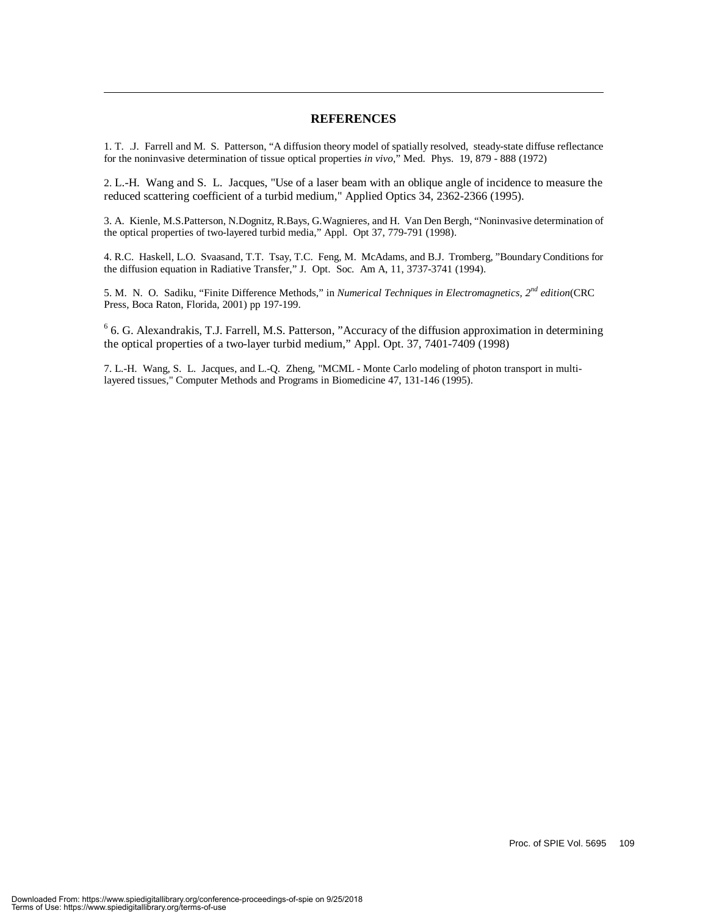## REFERENCES

1. T. .J. Farrell and M. S. Patterson, “A diffusion theory model of spatially resolved, steady-state diffuse reflectance for the noninvasive determination of tissue optical properties *in vivo*,” Med. Phys. 19, 879 - 888 (1972)

2. L.-H. Wang and S. L. Jacques, "Use of a laser beam with an oblique angle of incidence to measure the reduced scattering coefficient of a turbid medium," Applied Optics 34, 2362-2366 (1995).

3. A. Kienle, M.S.Patterson, N.Dognitz, R.Bays, G.Wagnieres, and H. Van Den Bergh, “Noninvasive determination of the optical properties of two-layered turbid media,” Appl. Opt 37, 779-791 (1998).

4. R.C. Haskell, L.O. Svaasand, T.T. Tsay, T.C. Feng, M. McAdams, and B.J. Tromberg, ”Boundary Conditions for the diffusion equation in Radiative Transfer,” J. Opt. Soc. Am A, 11, 3737-3741 (1994).

5. M. N. O. Sadiku, “Finite Difference Methods,” in *Numerical Techniques in Electromagnetics, 2nd edition*(CRC Press, Boca Raton, Florida, 2001) pp 197-199.

[6] 6. G. Alexandrakis, T.J. Farrell, M.S. Patterson, ”Accuracy of the diffusion approximation in determining the optical properties of a two-layer turbid medium,” Appl. Opt. 37, 7401-7409 (1998)

7. L.-H. Wang, S. L. Jacques, and L.-Q. Zheng, "MCML - Monte Carlo modeling of photon transport in multi-layered tissues," Computer Methods and Programs in Biomedicine 47, 131-146 (1995).